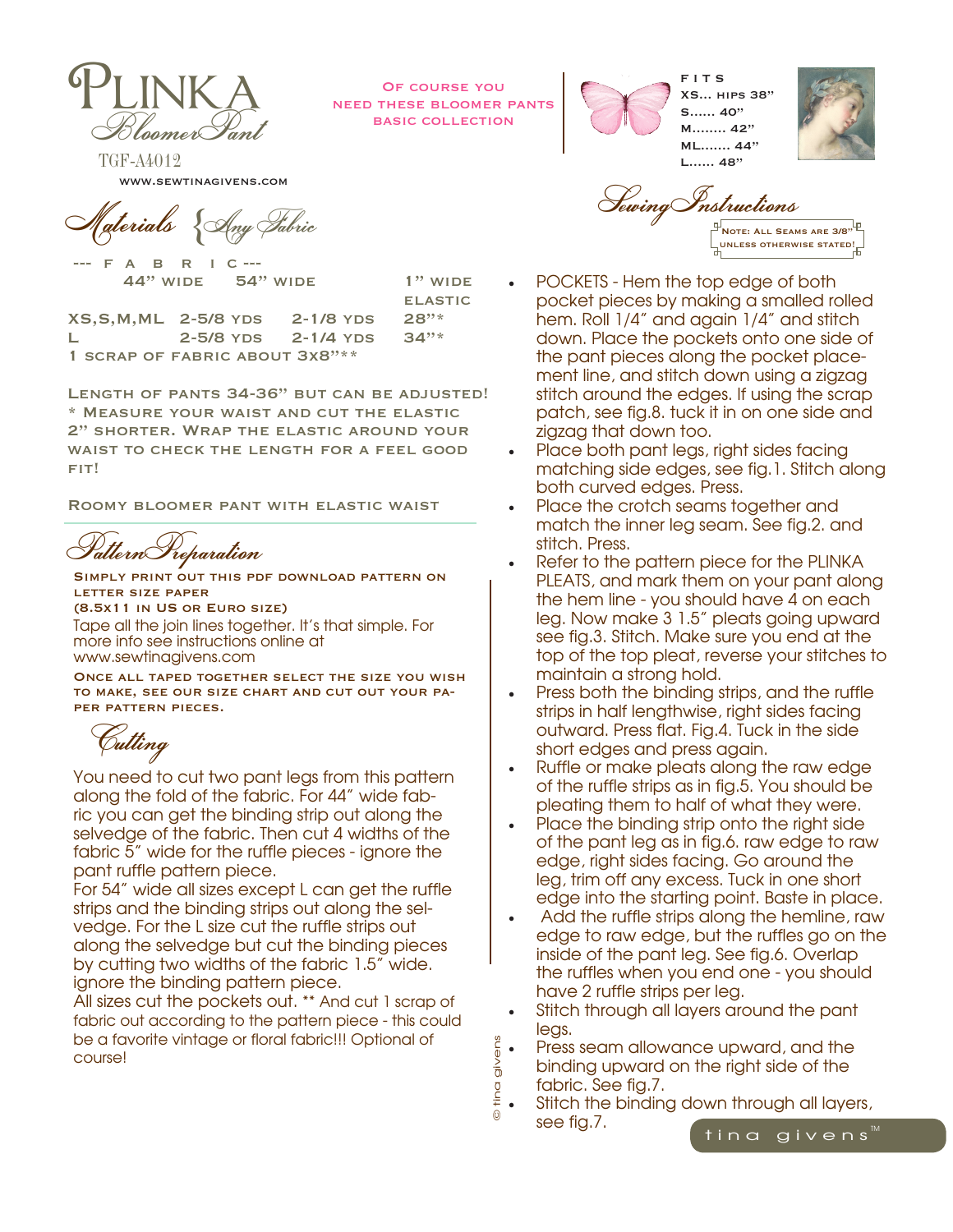# Plinka Bloomer Pant

TGF-A4012

www.sewtinagivens.com

Of course you need these bloomer pants
Basic Collection

FITS
XS... hips 38"
S...... 40"
M........ 42"
ML....... 44"
L...... 48"

## Materials {Any Fabric

--- F A B R I C ---

| | 44" wide | 54" wide | 1" wide elastic |
|---|---|---|---|
| XS,S,M,ML | 2-5/8 yds | 2-1/8 yds | 28"* |
| L | 2-5/8 yds | 2-1/4 yds | 34"* |

1 scrap of fabric about 3x8"**

Length of pants 34-36" but can be adjusted!
* Measure your waist and cut the elastic 2" shorter. Wrap the elastic around your waist to check the length for a feel good fit!

Roomy bloomer pant with elastic waist

## Pattern Preparation

Simply print out this PDF download pattern on letter size paper
(8.5x11 in US or Euro size)
Tape all the join lines together. It's that simple. For more info see instructions online at www.sewtinagivens.com

Once all taped together select the size you wish to make, see our size chart and cut out your paper pattern pieces.

## Cutting

You need to cut two pant legs from this pattern along the fold of the fabric. For 44" wide fabric you can get the binding strip out along the selvedge of the fabric. Then cut 4 widths of the fabric 5" wide for the ruffle pieces - ignore the pant ruffle pattern piece.
For 54" wide all sizes except L can get the ruffle strips and the binding strips out along the selvedge. For the L size cut the ruffle strips out along the selvedge but cut the binding pieces by cutting two widths of the fabric 1.5" wide. ignore the binding pattern piece.
All sizes cut the pockets out. ** And cut 1 scrap of fabric out according to the pattern piece - this could be a favorite vintage or floral fabric!!! Optional of course!

## Sewing Instructions

Note: All seams are 3/8" unless otherwise stated!

- POCKETS - Hem the top edge of both pocket pieces by making a smalled rolled hem. Roll 1/4" and again 1/4" and stitch down. Place the pockets onto one side of the pant pieces along the pocket placement line, and stitch down using a zigzag stitch around the edges. If using the scrap patch, see fig.8. tuck it in on one side and zigzag that down too.
- Place both pant legs, right sides facing matching side edges, see fig.1. Stitch along both curved edges. Press.
- Place the crotch seams together and match the inner leg seam. See fig.2. and stitch. Press.
- Refer to the pattern piece for the PLINKA PLEATS, and mark them on your pant along the hem line - you should have 4 on each leg. Now make 3 1.5" pleats going upward see fig.3. Stitch. Make sure you end at the top of the top pleat, reverse your stitches to maintain a strong hold.
- Press both the binding strips, and the ruffle strips in half lengthwise, right sides facing outward. Press flat. Fig.4. Tuck in the side short edges and press again.
- Ruffle or make pleats along the raw edge of the ruffle strips as in fig.5. You should be pleating them to half of what they were.
- Place the binding strip onto the right side of the pant leg as in fig.6. raw edge to raw edge, right sides facing. Go around the leg, trim off any excess. Tuck in one short edge into the starting point. Baste in place.
- Add the ruffle strips along the hemline, raw edge to raw edge, but the ruffles go on the inside of the pant leg. See fig.6. Overlap the ruffles when you end one - you should have 2 ruffle strips per leg.
- Stitch through all layers around the pant legs.
- Press seam allowance upward, and the binding upward on the right side of the fabric. See fig.7.
- Stitch the binding down through all layers, see fig.7.

© tina givens

tina givens™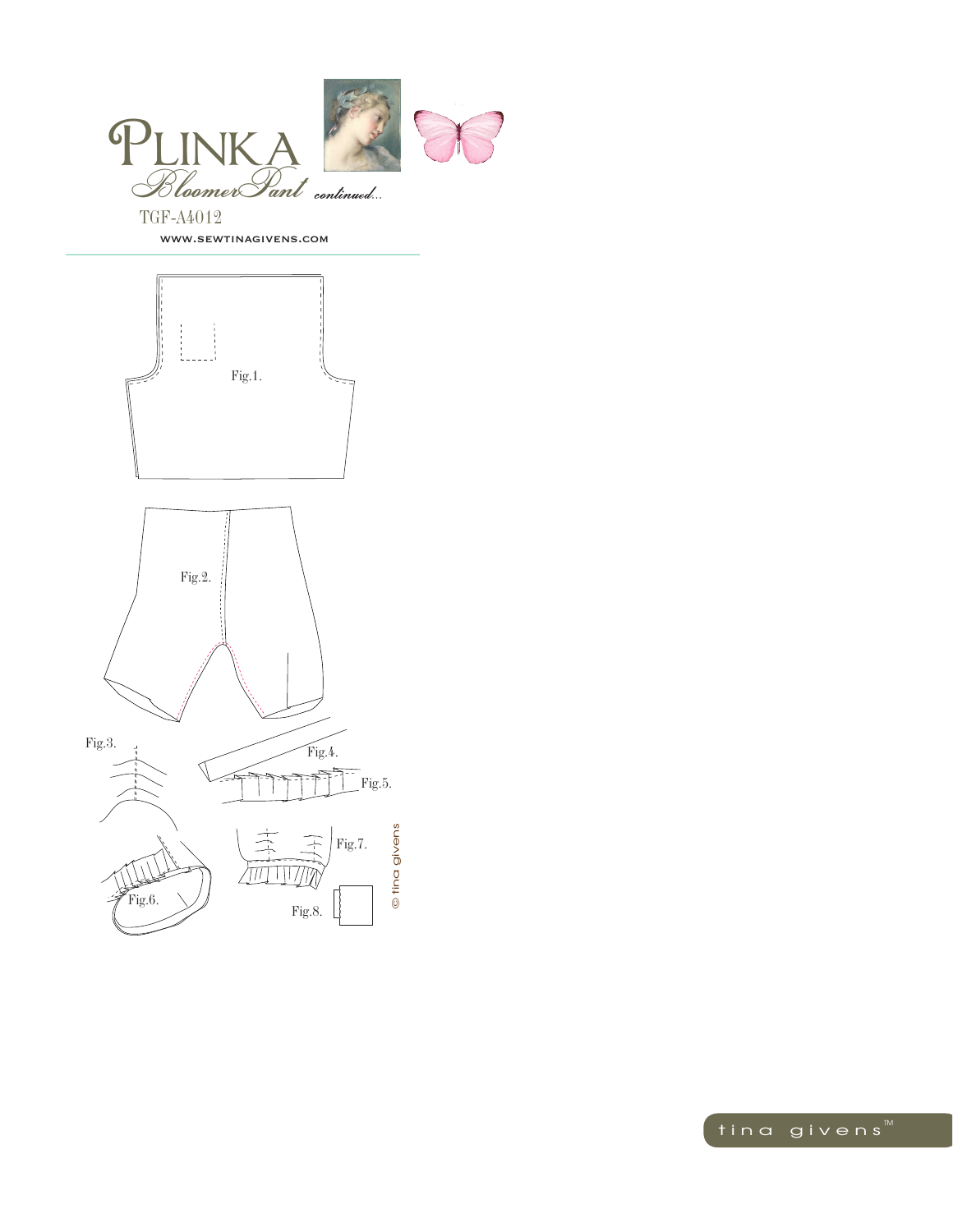# PLINKA Bloomer Pant *continued...*

TGF-A4012

www.sewtinagivens.com

Fig.1.

Fig.2.

Fig.3.

Fig.4.

Fig.5.

Fig.6.

Fig.7.

Fig.8.

© tina givens